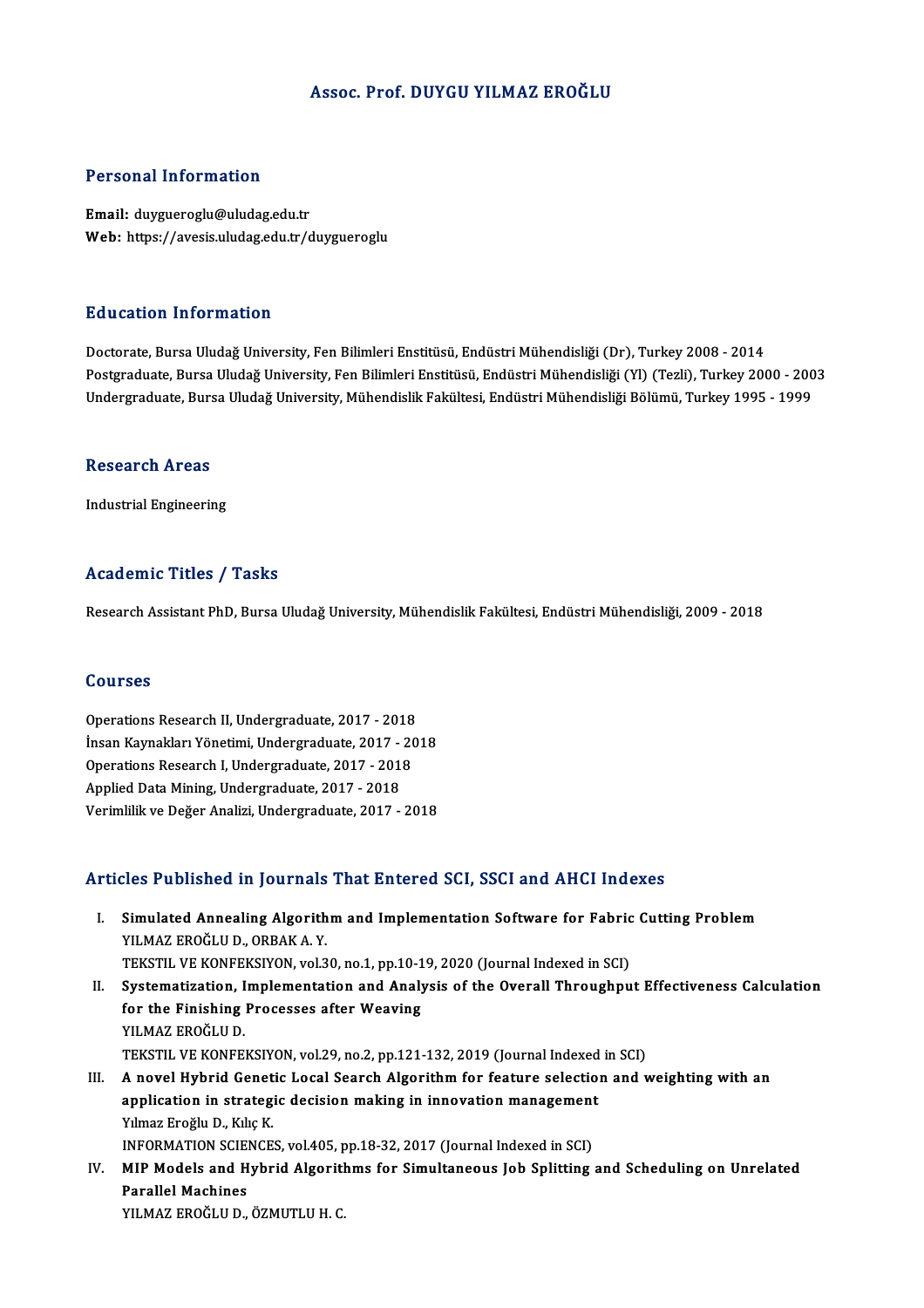# Assoc. Prof. DUYGU YILMAZ EROĞLU

## Personal Information

**Email:** duygueroglu@uludag.edu.tr
**Web:** https://avesis.uludag.edu.tr/duygueroglu

## Education Information

Doctorate, Bursa Uludağ University, Fen Bilimleri Enstitüsü, Endüstri Mühendisliği (Dr), Turkey 2008 - 2014
Postgraduate, Bursa Uludağ University, Fen Bilimleri Enstitüsü, Endüstri Mühendisliği (Yl) (Tezli), Turkey 2000 - 2003
Undergraduate, Bursa Uludağ University, Mühendislik Fakültesi, Endüstri Mühendisliği Bölümü, Turkey 1995 - 1999

## Research Areas

Industrial Engineering

## Academic Titles / Tasks

Research Assistant PhD, Bursa Uludağ University, Mühendislik Fakültesi, Endüstri Mühendisliği, 2009 - 2018

## Courses

Operations Research II, Undergraduate, 2017 - 2018
İnsan Kaynakları Yönetimi, Undergraduate, 2017 - 2018
Operations Research I, Undergraduate, 2017 - 2018
Applied Data Mining, Undergraduate, 2017 - 2018
Verimlilik ve Değer Analizi, Undergraduate, 2017 - 2018

## Articles Published in Journals That Entered SCI, SSCI and AHCI Indexes

I. **Simulated Annealing Algorithm and Implementation Software for Fabric Cutting Problem**
YILMAZ EROĞLU D., ORBAK A. Y.
TEKSTIL VE KONFEKSIYON, vol.30, no.1, pp.10-19, 2020 (Journal Indexed in SCI)

II. **Systematization, Implementation and Analysis of the Overall Throughput Effectiveness Calculation for the Finishing Processes after Weaving**
YILMAZ EROĞLU D.
TEKSTIL VE KONFEKSIYON, vol.29, no.2, pp.121-132, 2019 (Journal Indexed in SCI)

III. **A novel Hybrid Genetic Local Search Algorithm for feature selection and weighting with an application in strategic decision making in innovation management**
Yılmaz Eroğlu D., Kılıç K.
INFORMATION SCIENCES, vol.405, pp.18-32, 2017 (Journal Indexed in SCI)

IV. **MIP Models and Hybrid Algorithms for Simultaneous Job Splitting and Scheduling on Unrelated Parallel Machines**
YILMAZ EROĞLU D., ÖZMUTLU H. C.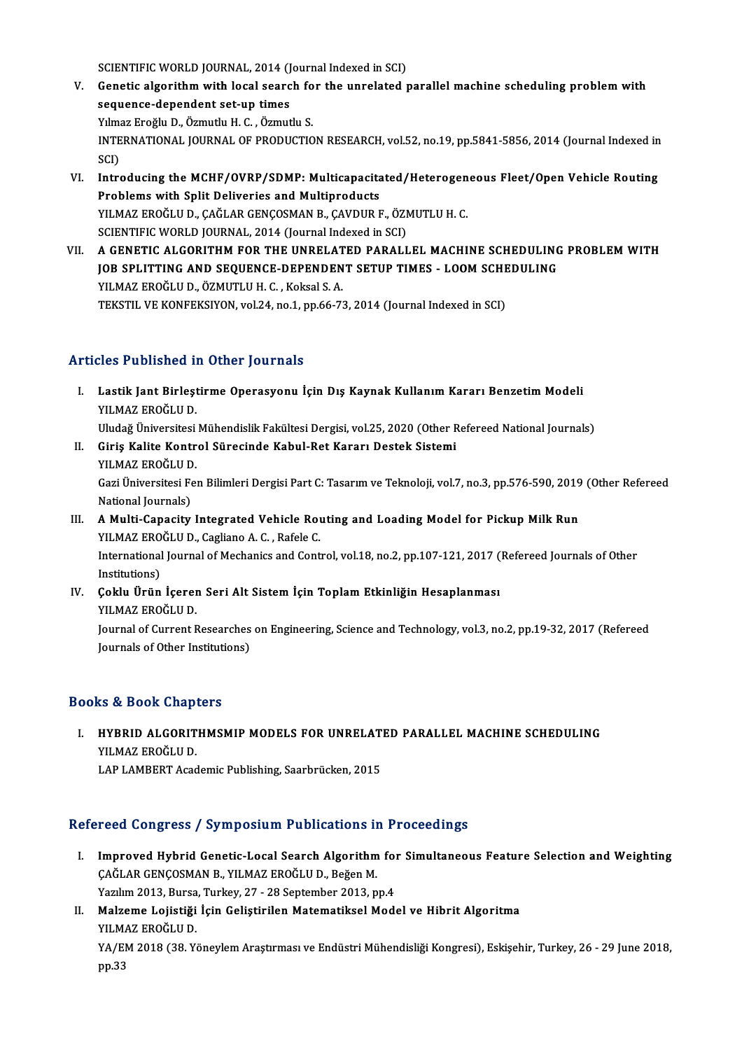SCIENTIFIC WORLD JOURNAL, 2014 (Journal Indexed in SCI)

V. **Genetic algorithm with local search for the unrelated parallel machine scheduling problem with sequence-dependent set-up times**
Yılmaz Eroğlu D., Özmutlu H. C. , Özmutlu S.
INTERNATIONAL JOURNAL OF PRODUCTION RESEARCH, vol.52, no.19, pp.5841-5856, 2014 (Journal Indexed in SCI)

VI. **Introducing the MCHF/OVRP/SDMP: Multicapacitated/Heterogeneous Fleet/Open Vehicle Routing Problems with Split Deliveries and Multiproducts**
YILMAZ EROĞLU D., ÇAĞLAR GENÇOSMAN B., ÇAVDUR F., ÖZMUTLU H. C.
SCIENTIFIC WORLD JOURNAL, 2014 (Journal Indexed in SCI)

VII. **A GENETIC ALGORITHM FOR THE UNRELATED PARALLEL MACHINE SCHEDULING PROBLEM WITH JOB SPLITTING AND SEQUENCE-DEPENDENT SETUP TIMES - LOOM SCHEDULING**
YILMAZ EROĞLU D., ÖZMUTLU H. C. , Koksal S. A.
TEKSTIL VE KONFEKSIYON, vol.24, no.1, pp.66-73, 2014 (Journal Indexed in SCI)

## Articles Published in Other Journals

I. **Lastik Jant Birleştirme Operasyonu İçin Dış Kaynak Kullanım Kararı Benzetim Modeli**
YILMAZ EROĞLU D.
Uludağ Üniversitesi Mühendislik Fakültesi Dergisi, vol.25, 2020 (Other Refereed National Journals)

II. **Giriş Kalite Kontrol Sürecinde Kabul-Ret Kararı Destek Sistemi**
YILMAZ EROĞLU D.
Gazi Üniversitesi Fen Bilimleri Dergisi Part C: Tasarım ve Teknoloji, vol.7, no.3, pp.576-590, 2019 (Other Refereed National Journals)

III. **A Multi-Capacity Integrated Vehicle Routing and Loading Model for Pickup Milk Run**
YILMAZ EROĞLU D., Cagliano A. C. , Rafele C.
International Journal of Mechanics and Control, vol.18, no.2, pp.107-121, 2017 (Refereed Journals of Other Institutions)

IV. **Çoklu Ürün İçeren Seri Alt Sistem İçin Toplam Etkinliğin Hesaplanması**
YILMAZ EROĞLU D.
Journal of Current Researches on Engineering, Science and Technology, vol.3, no.2, pp.19-32, 2017 (Refereed Journals of Other Institutions)

## Books & Book Chapters

I. **HYBRID ALGORITHMSMIP MODELS FOR UNRELATED PARALLEL MACHINE SCHEDULING**
YILMAZ EROĞLU D.
LAP LAMBERT Academic Publishing, Saarbrücken, 2015

## Refereed Congress / Symposium Publications in Proceedings

I. **Improved Hybrid Genetic-Local Search Algorithm for Simultaneous Feature Selection and Weighting**
ÇAĞLAR GENÇOSMAN B., YILMAZ EROĞLU D., Beğen M.
Yazılım 2013, Bursa, Turkey, 27 - 28 September 2013, pp.4

II. **Malzeme Lojistiği İçin Geliştirilen Matematiksel Model ve Hibrit Algoritma**
YILMAZ EROĞLU D.
YA/EM 2018 (38. Yöneylem Araştırması ve Endüstri Mühendisliği Kongresi), Eskişehir, Turkey, 26 - 29 June 2018, pp.33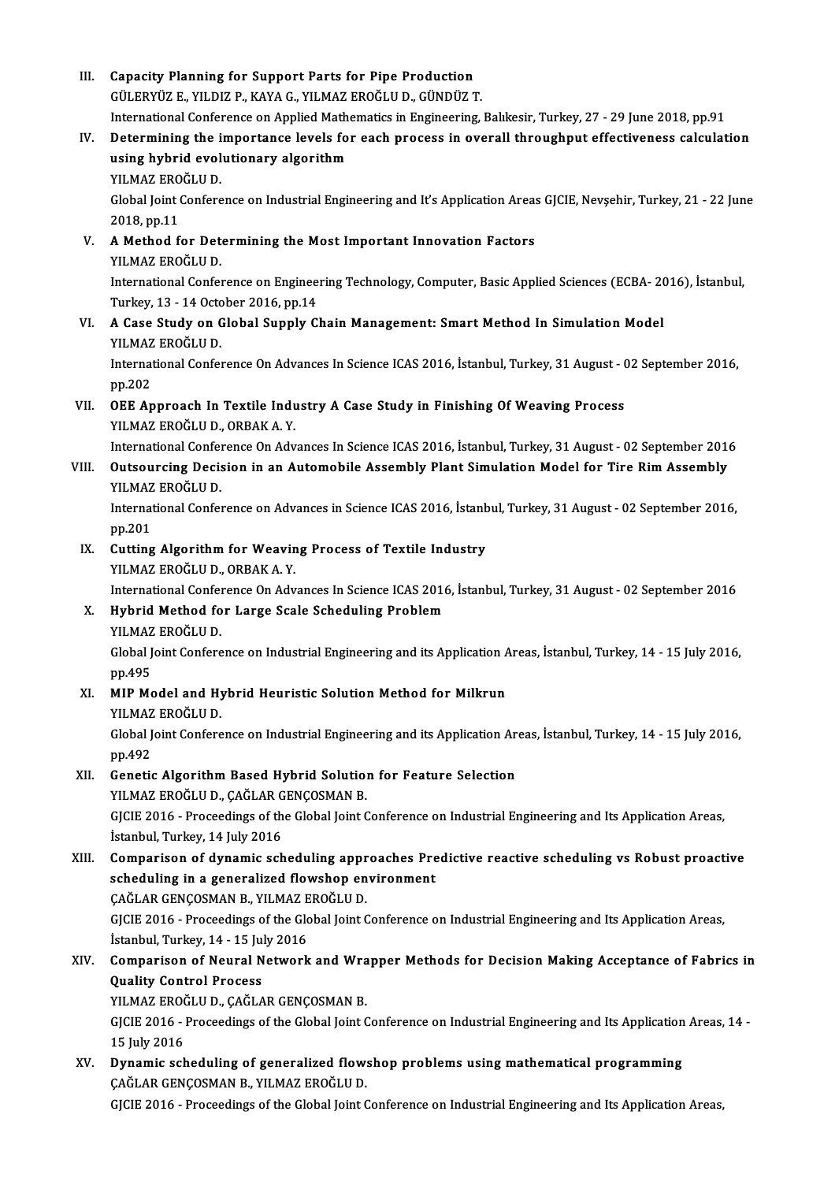III. **Capacity Planning for Support Parts for Pipe Production**
GÜLERYÜZ E., YILDIZ P., KAYA G., YILMAZ EROĞLU D., GÜNDÜZ T.
International Conference on Applied Mathematics in Engineering, Balıkesir, Turkey, 27 - 29 June 2018, pp.91

IV. **Determining the importance levels for each process in overall throughput effectiveness calculation using hybrid evolutionary algorithm**
YILMAZ EROĞLU D.
Global Joint Conference on Industrial Engineering and It's Application Areas GJCIE, Nevşehir, Turkey, 21 - 22 June 2018, pp.11

V. **A Method for Determining the Most Important Innovation Factors**
YILMAZ EROĞLU D.
International Conference on Engineering Technology, Computer, Basic Applied Sciences (ECBA- 2016), İstanbul, Turkey, 13 - 14 October 2016, pp.14

VI. **A Case Study on Global Supply Chain Management: Smart Method In Simulation Model**
YILMAZ EROĞLU D.
International Conference On Advances In Science ICAS 2016, İstanbul, Turkey, 31 August - 02 September 2016, pp.202

VII. **OEE Approach In Textile Industry A Case Study in Finishing Of Weaving Process**
YILMAZ EROĞLU D., ORBAK A. Y.
International Conference On Advances In Science ICAS 2016, İstanbul, Turkey, 31 August - 02 September 2016

VIII. **Outsourcing Decision in an Automobile Assembly Plant Simulation Model for Tire Rim Assembly**
YILMAZ EROĞLU D.
International Conference on Advances in Science ICAS 2016, İstanbul, Turkey, 31 August - 02 September 2016, pp.201

IX. **Cutting Algorithm for Weaving Process of Textile Industry**
YILMAZ EROĞLU D., ORBAK A. Y.
International Conference On Advances In Science ICAS 2016, İstanbul, Turkey, 31 August - 02 September 2016

X. **Hybrid Method for Large Scale Scheduling Problem**
YILMAZ EROĞLU D.
Global Joint Conference on Industrial Engineering and its Application Areas, İstanbul, Turkey, 14 - 15 July 2016, pp.495

XI. **MIP Model and Hybrid Heuristic Solution Method for Milkrun**
YILMAZ EROĞLU D.
Global Joint Conference on Industrial Engineering and its Application Areas, İstanbul, Turkey, 14 - 15 July 2016, pp.492

XII. **Genetic Algorithm Based Hybrid Solution for Feature Selection**
YILMAZ EROĞLU D., ÇAĞLAR GENÇOSMAN B.
GJCIE 2016 - Proceedings of the Global Joint Conference on Industrial Engineering and Its Application Areas, İstanbul, Turkey, 14 July 2016

XIII. **Comparison of dynamic scheduling approaches Predictive reactive scheduling vs Robust proactive scheduling in a generalized flowshop environment**
ÇAĞLAR GENÇOSMAN B., YILMAZ EROĞLU D.
GJCIE 2016 - Proceedings of the Global Joint Conference on Industrial Engineering and Its Application Areas, İstanbul, Turkey, 14 - 15 July 2016

XIV. **Comparison of Neural Network and Wrapper Methods for Decision Making Acceptance of Fabrics in Quality Control Process**
YILMAZ EROĞLU D., ÇAĞLAR GENÇOSMAN B.
GJCIE 2016 - Proceedings of the Global Joint Conference on Industrial Engineering and Its Application Areas, 14 - 15 July 2016

XV. **Dynamic scheduling of generalized flowshop problems using mathematical programming**
ÇAĞLAR GENÇOSMAN B., YILMAZ EROĞLU D.
GJCIE 2016 - Proceedings of the Global Joint Conference on Industrial Engineering and Its Application Areas,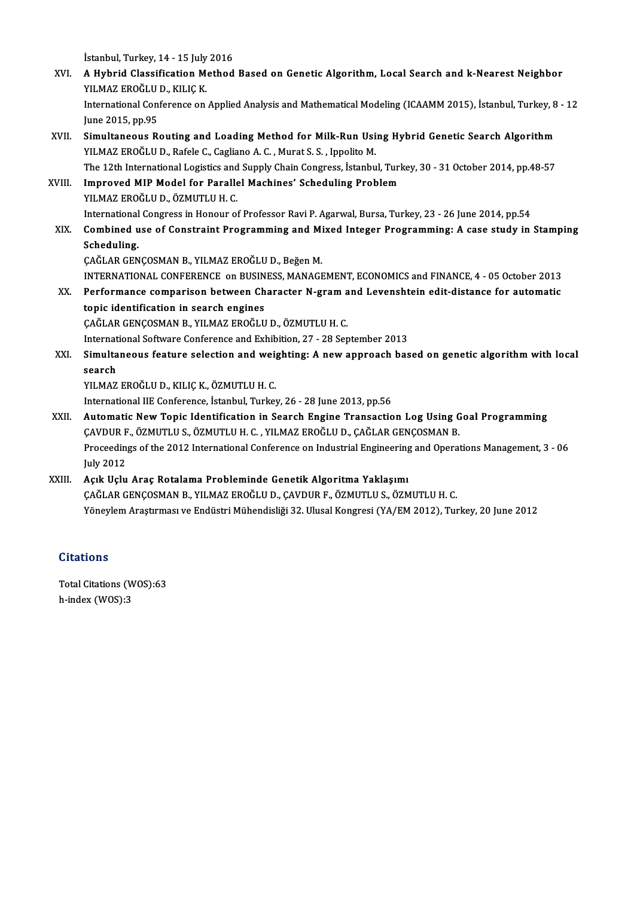İstanbul, Turkey, 14 - 15 July 2016

XVI. **A Hybrid Classification Method Based on Genetic Algorithm, Local Search and k-Nearest Neighbor**
YILMAZ EROĞLU D., KILIÇ K.
International Conference on Applied Analysis and Mathematical Modeling (ICAAMM 2015), İstanbul, Turkey, 8 - 12 June 2015, pp.95

XVII. **Simultaneous Routing and Loading Method for Milk-Run Using Hybrid Genetic Search Algorithm**
YILMAZ EROĞLU D., Rafele C., Cagliano A. C. , Murat S. S. , Ippolito M.
The 12th International Logistics and Supply Chain Congress, İstanbul, Turkey, 30 - 31 October 2014, pp.48-57

XVIII. **Improved MIP Model for Parallel Machines' Scheduling Problem**
YILMAZ EROĞLU D., ÖZMUTLU H. C.
International Congress in Honour of Professor Ravi P. Agarwal, Bursa, Turkey, 23 - 26 June 2014, pp.54

XIX. **Combined use of Constraint Programming and Mixed Integer Programming: A case study in Stamping Scheduling.**
ÇAĞLAR GENÇOSMAN B., YILMAZ EROĞLU D., Beğen M.
INTERNATIONAL CONFERENCE on BUSINESS, MANAGEMENT, ECONOMICS and FINANCE, 4 - 05 October 2013

XX. **Performance comparison between Character N-gram and Levenshtein edit-distance for automatic topic identification in search engines**
ÇAĞLAR GENÇOSMAN B., YILMAZ EROĞLU D., ÖZMUTLU H. C.
International Software Conference and Exhibition, 27 - 28 September 2013

XXI. **Simultaneous feature selection and weighting: A new approach based on genetic algorithm with local search**
YILMAZ EROĞLU D., KILIÇ K., ÖZMUTLU H. C.
International IIE Conference, İstanbul, Turkey, 26 - 28 June 2013, pp.56

XXII. **Automatic New Topic Identification in Search Engine Transaction Log Using Goal Programming**
ÇAVDUR F., ÖZMUTLU S., ÖZMUTLU H. C. , YILMAZ EROĞLU D., ÇAĞLAR GENÇOSMAN B.
Proceedings of the 2012 International Conference on Industrial Engineering and Operations Management, 3 - 06 July 2012

XXIII. **Açık Uçlu Araç Rotalama Probleminde Genetik Algoritma Yaklaşımı**
ÇAĞLAR GENÇOSMAN B., YILMAZ EROĞLU D., ÇAVDUR F., ÖZMUTLU S., ÖZMUTLU H. C.
Yöneylem Araştırması ve Endüstri Mühendisliği 32. Ulusal Kongresi (YA/EM 2012), Turkey, 20 June 2012

## Citations

Total Citations (WOS):63
h-index (WOS):3